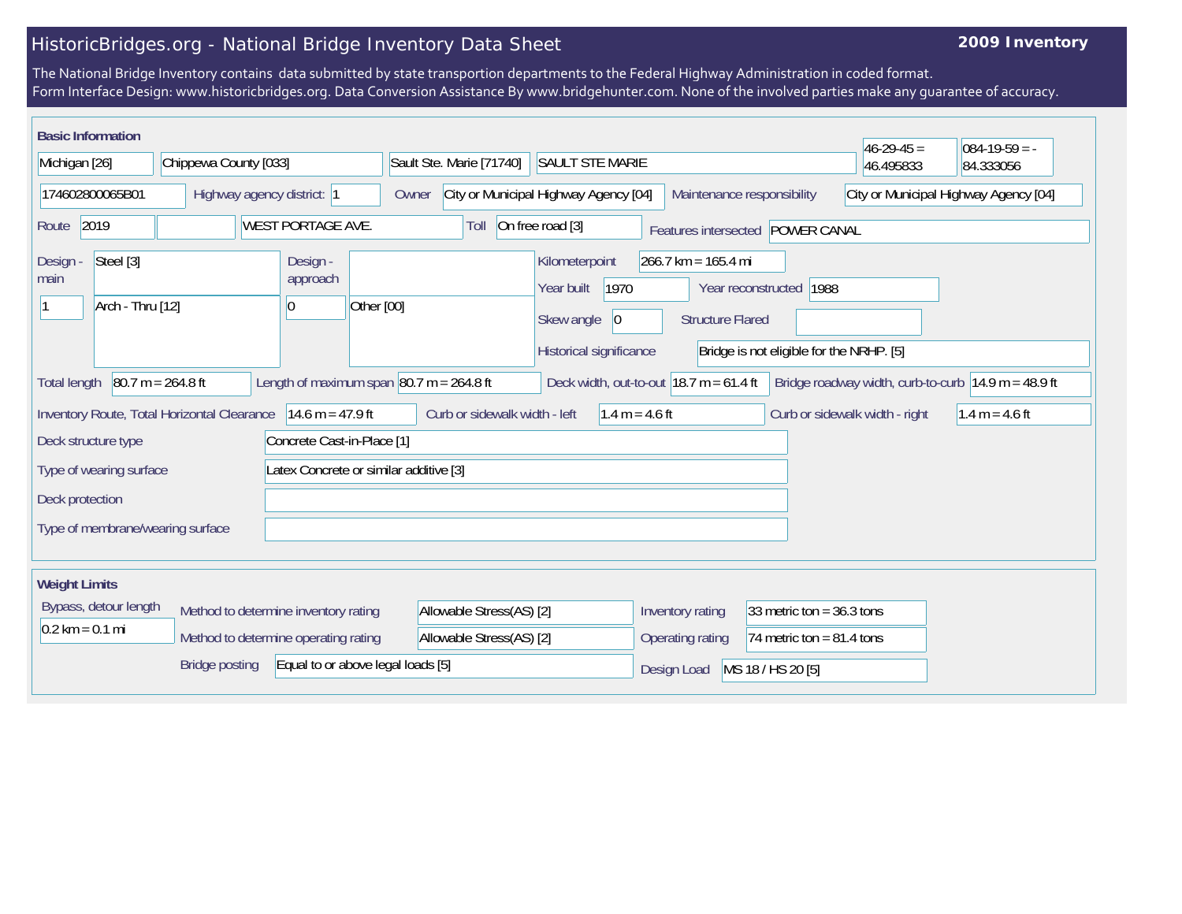# HistoricBridges.org - National Bridge Inventory Data Sheet

**2009 Inventory**

The National Bridge Inventory contains data submitted by state transportion departments to the Federal Highway Administration in coded format.
Form Interface Design: www.historicbridges.org. Data Conversion Assistance By www.bridgehunter.com. None of the involved parties make any guarantee of accuracy.

## Basic Information

| | |
|---|---|
| State | Michigan [26] |
| County | Chippewa County [033] |
| Place | Sault Ste. Marie [71740] |
| Location | SAULT STE MARIE |
| Latitude | 46-29-45 = 46.495833 |
| Longitude | 084-19-59 = -84.333056 |
| Structure number | 174602800065B01 |
| Highway agency district | 1 |
| Owner | City or Municipal Highway Agency [04] |
| Maintenance responsibility | City or Municipal Highway Agency [04] |
| Route | 2019 |
| Facility carried | WEST PORTAGE AVE. |
| Toll | On free road [3] |
| Features intersected | POWER CANAL |
| Design - main | Steel [3] |
| Design - main (spans) | 1 — Arch - Thru [12] |
| Design - approach | |
| Design - approach (spans) | 0 — Other [00] |
| Kilometerpoint | 266.7 km = 165.4 mi |
| Year built | 1970 |
| Year reconstructed | 1988 |
| Skew angle | 0 |
| Structure Flared | |
| Historical significance | Bridge is not eligible for the NRHP. [5] |
| Total length | 80.7 m = 264.8 ft |
| Length of maximum span | 80.7 m = 264.8 ft |
| Deck width, out-to-out | 18.7 m = 61.4 ft |
| Bridge roadway width, curb-to-curb | 14.9 m = 48.9 ft |
| Inventory Route, Total Horizontal Clearance | 14.6 m = 47.9 ft |
| Curb or sidewalk width - left | 1.4 m = 4.6 ft |
| Curb or sidewalk width - right | 1.4 m = 4.6 ft |
| Deck structure type | Concrete Cast-in-Place [1] |
| Type of wearing surface | Latex Concrete or similar additive [3] |
| Deck protection | |
| Type of membrane/wearing surface | |

## Weight Limits

| | |
|---|---|
| Bypass, detour length | 0.2 km = 0.1 mi |
| Method to determine inventory rating | Allowable Stress(AS) [2] |
| Method to determine operating rating | Allowable Stress(AS) [2] |
| Bridge posting | Equal to or above legal loads [5] |
| Inventory rating | 33 metric ton = 36.3 tons |
| Operating rating | 74 metric ton = 81.4 tons |
| Design Load | MS 18 / HS 20 [5] |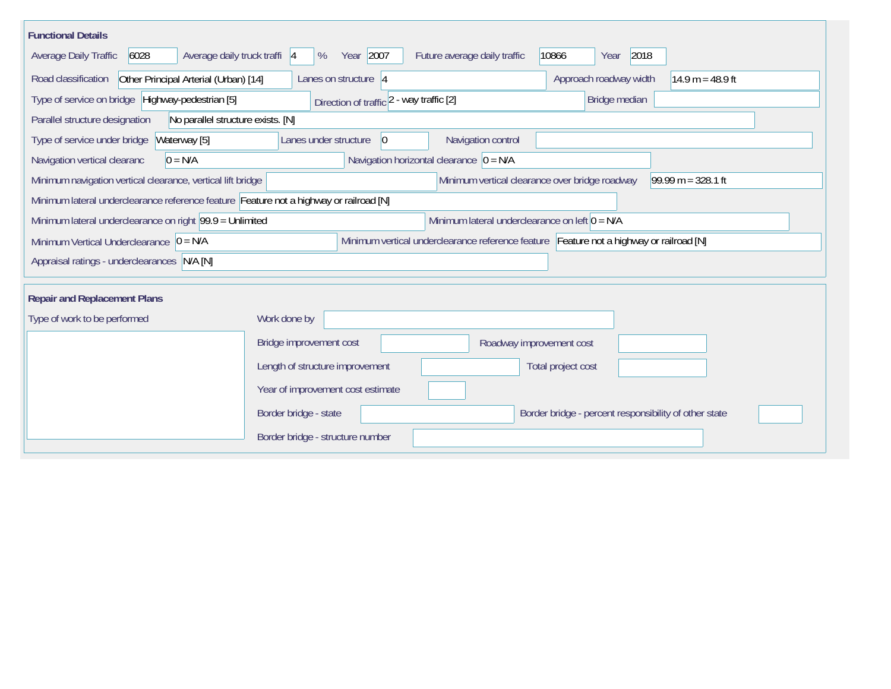## Functional Details

| Field | Value |
|---|---|
| Average Daily Traffic | 6028 |
| Average daily truck traffi | 4 % |
| Year | 2007 |
| Future average daily traffic | 10866 |
| Year | 2018 |
| Road classification | Other Principal Arterial (Urban) [14] |
| Lanes on structure | 4 |
| Approach roadway width | 14.9 m = 48.9 ft |
| Type of service on bridge | Highway-pedestrian [5] |
| Direction of traffic | 2 - way traffic [2] |
| Bridge median | |
| Parallel structure designation | No parallel structure exists. [N] |
| Type of service under bridge | Waterway [5] |
| Lanes under structure | 0 |
| Navigation control | |
| Navigation vertical clearanc | 0 = N/A |
| Navigation horizontal clearance | 0 = N/A |
| Minimum navigation vertical clearance, vertical lift bridge | |
| Minimum vertical clearance over bridge roadway | 99.99 m = 328.1 ft |
| Minimum lateral underclearance reference feature | Feature not a highway or railroad [N] |
| Minimum lateral underclearance on right | 99.9 = Unlimited |
| Minimum lateral underclearance on left | 0 = N/A |
| Minimum Vertical Underclearance | 0 = N/A |
| Minimum vertical underclearance reference feature | Feature not a highway or railroad [N] |
| Appraisal ratings - underclearances | N/A [N] |

## Repair and Replacement Plans

| Field | Value |
|---|---|
| Type of work to be performed | |
| Work done by | |
| Bridge improvement cost | |
| Roadway improvement cost | |
| Length of structure improvement | |
| Total project cost | |
| Year of improvement cost estimate | |
| Border bridge - state | |
| Border bridge - percent responsibility of other state | |
| Border bridge - structure number | |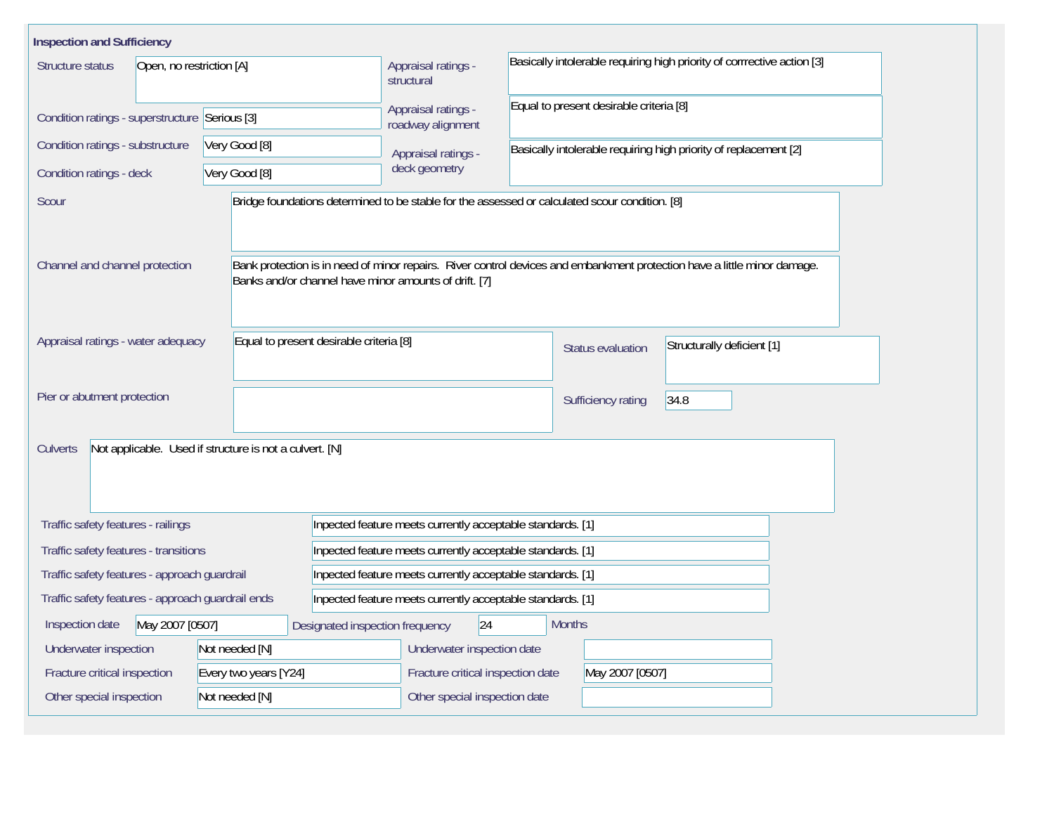## Inspection and Sufficiency

| | |
|---|---|
| Structure status | Open, no restriction [A] |
| Condition ratings - superstructure | Serious [3] |
| Condition ratings - substructure | Very Good [8] |
| Condition ratings - deck | Very Good [8] |
| Appraisal ratings - structural | Basically intolerable requiring high priority of corrrective action [3] |
| Appraisal ratings - roadway alignment | Equal to present desirable criteria [8] |
| Appraisal ratings - deck geometry | Basically intolerable requiring high priority of replacement [2] |
| Scour | Bridge foundations determined to be stable for the assessed or calculated scour condition. [8] |
| Channel and channel protection | Bank protection is in need of minor repairs. River control devices and embankment protection have a little minor damage. Banks and/or channel have minor amounts of drift. [7] |
| Appraisal ratings - water adequacy | Equal to present desirable criteria [8] |
| Pier or abutment protection | |
| Status evaluation | Structurally deficient [1] |
| Sufficiency rating | 34.8 |
| Culverts | Not applicable. Used if structure is not a culvert. [N] |
| Traffic safety features - railings | Inpected feature meets currently acceptable standards. [1] |
| Traffic safety features - transitions | Inpected feature meets currently acceptable standards. [1] |
| Traffic safety features - approach guardrail | Inpected feature meets currently acceptable standards. [1] |
| Traffic safety features - approach guardrail ends | Inpected feature meets currently acceptable standards. [1] |

| | | | |
|---|---|---|---|
| Inspection date | May 2007 [0507] | Designated inspection frequency | 24 Months |
| Underwater inspection | Not needed [N] | Underwater inspection date | |
| Fracture critical inspection | Every two years [Y24] | Fracture critical inspection date | May 2007 [0507] |
| Other special inspection | Not needed [N] | Other special inspection date | |